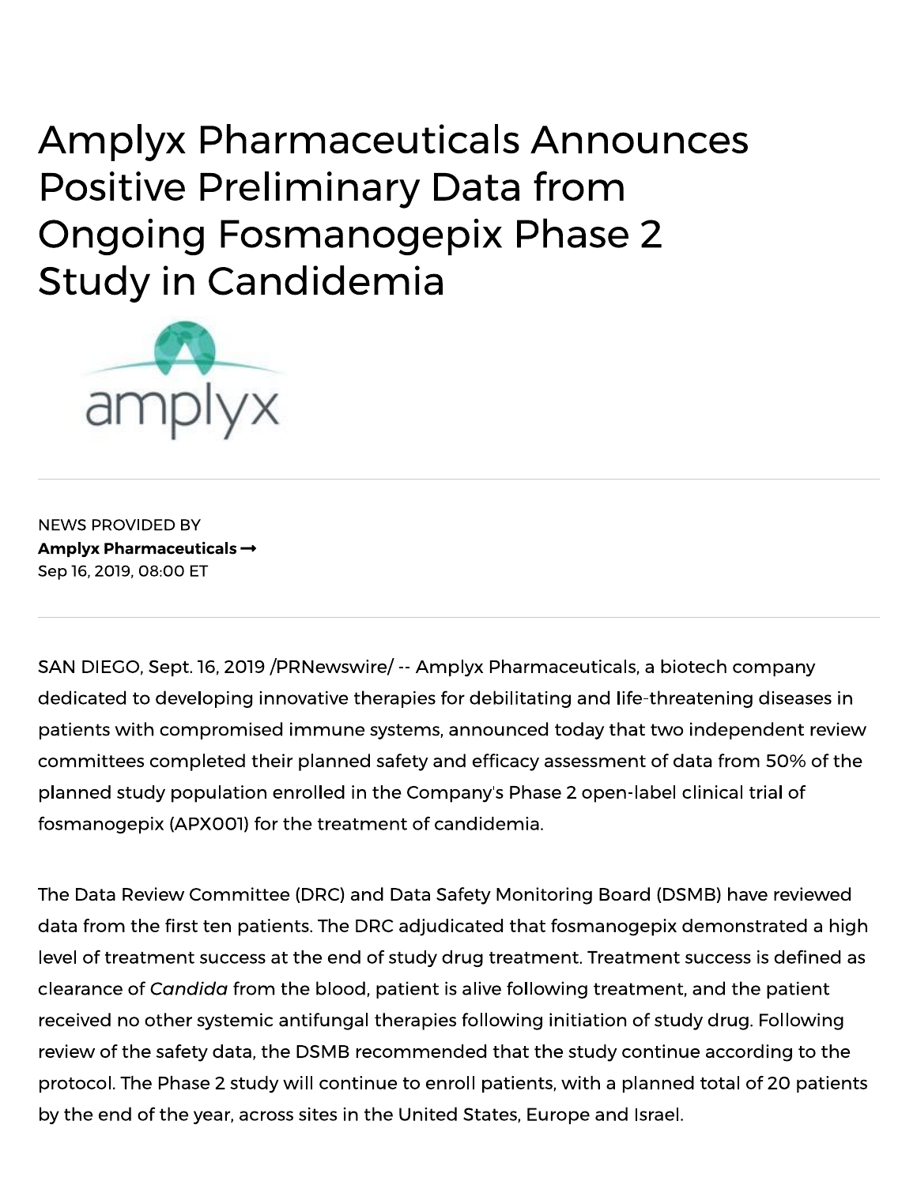# Amplyx Pharmaceuticals Announces Positive Preliminary Data from Ongoing Fosmanogepix Phase 2 Study in Candidemia

NEWS PROVIDED BY
**Amplyx Pharmaceuticals →**
Sep 16, 2019, 08:00 ET

---

SAN DIEGO, Sept. 16, 2019 /PRNewswire/ -- Amplyx Pharmaceuticals, a biotech company dedicated to developing innovative therapies for debilitating and life-threatening diseases in patients with compromised immune systems, announced today that two independent review committees completed their planned safety and efficacy assessment of data from 50% of the planned study population enrolled in the Company's Phase 2 open-label clinical trial of fosmanogepix (APX001) for the treatment of candidemia.

The Data Review Committee (DRC) and Data Safety Monitoring Board (DSMB) have reviewed data from the first ten patients. The DRC adjudicated that fosmanogepix demonstrated a high level of treatment success at the end of study drug treatment. Treatment success is defined as clearance of *Candida* from the blood, patient is alive following treatment, and the patient received no other systemic antifungal therapies following initiation of study drug. Following review of the safety data, the DSMB recommended that the study continue according to the protocol. The Phase 2 study will continue to enroll patients, with a planned total of 20 patients by the end of the year, across sites in the United States, Europe and Israel.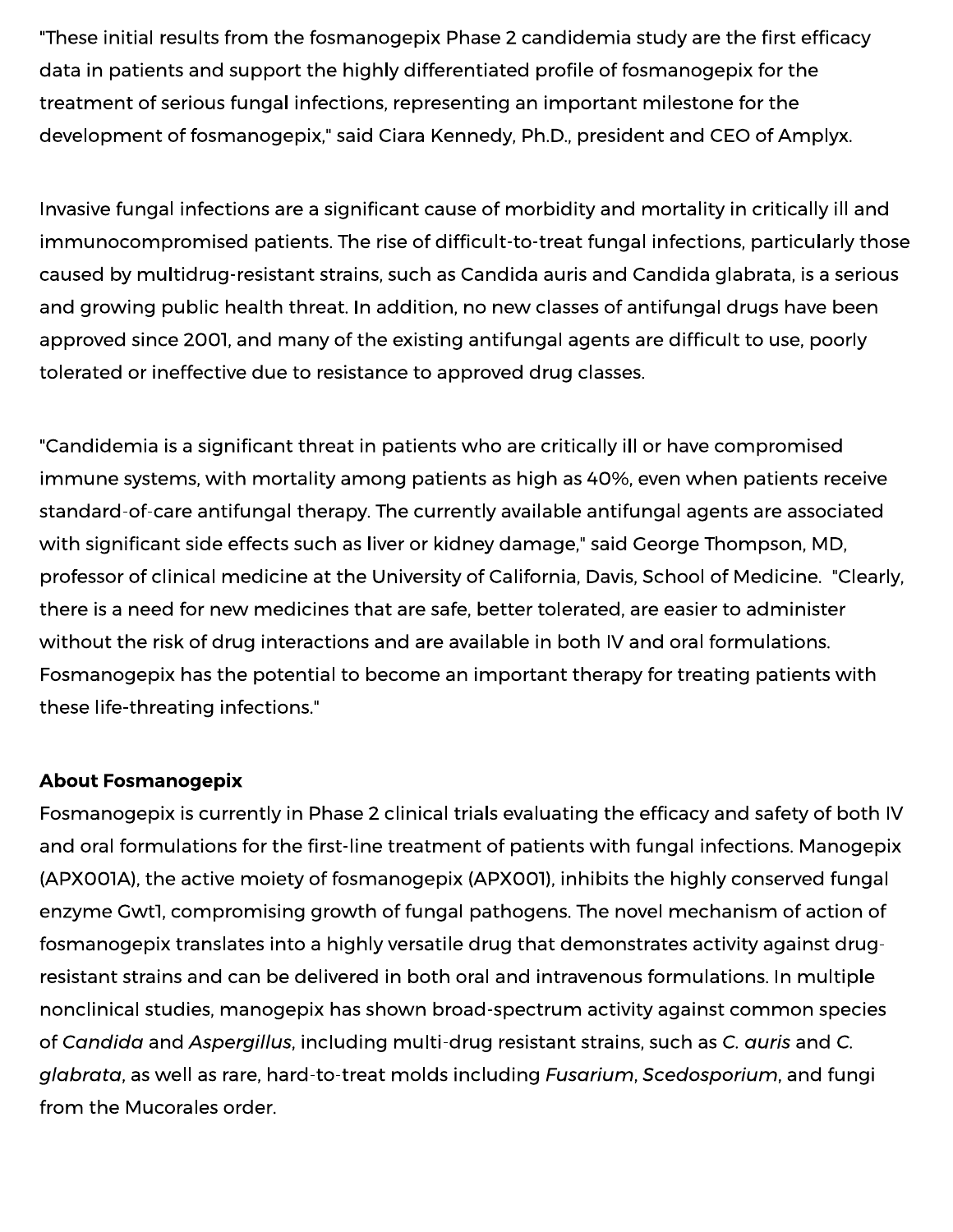"These initial results from the fosmanogepix Phase 2 candidemia study are the first efficacy data in patients and support the highly differentiated profile of fosmanogepix for the treatment of serious fungal infections, representing an important milestone for the development of fosmanogepix," said Ciara Kennedy, Ph.D., president and CEO of Amplyx.

Invasive fungal infections are a significant cause of morbidity and mortality in critically ill and immunocompromised patients. The rise of difficult-to-treat fungal infections, particularly those caused by multidrug-resistant strains, such as Candida auris and Candida glabrata, is a serious and growing public health threat. In addition, no new classes of antifungal drugs have been approved since 2001, and many of the existing antifungal agents are difficult to use, poorly tolerated or ineffective due to resistance to approved drug classes.

"Candidemia is a significant threat in patients who are critically ill or have compromised immune systems, with mortality among patients as high as 40%, even when patients receive standard-of-care antifungal therapy. The currently available antifungal agents are associated with significant side effects such as liver or kidney damage," said George Thompson, MD, professor of clinical medicine at the University of California, Davis, School of Medicine. "Clearly, there is a need for new medicines that are safe, better tolerated, are easier to administer without the risk of drug interactions and are available in both IV and oral formulations. Fosmanogepix has the potential to become an important therapy for treating patients with these life-threating infections."

**About Fosmanogepix**

Fosmanogepix is currently in Phase 2 clinical trials evaluating the efficacy and safety of both IV and oral formulations for the first-line treatment of patients with fungal infections. Manogepix (APX001A), the active moiety of fosmanogepix (APX001), inhibits the highly conserved fungal enzyme Gwt1, compromising growth of fungal pathogens. The novel mechanism of action of fosmanogepix translates into a highly versatile drug that demonstrates activity against drug-resistant strains and can be delivered in both oral and intravenous formulations. In multiple nonclinical studies, manogepix has shown broad-spectrum activity against common species of *Candida* and *Aspergillus*, including multi-drug resistant strains, such as *C. auris* and *C. glabrata*, as well as rare, hard-to-treat molds including *Fusarium*, *Scedosporium*, and fungi from the Mucorales order.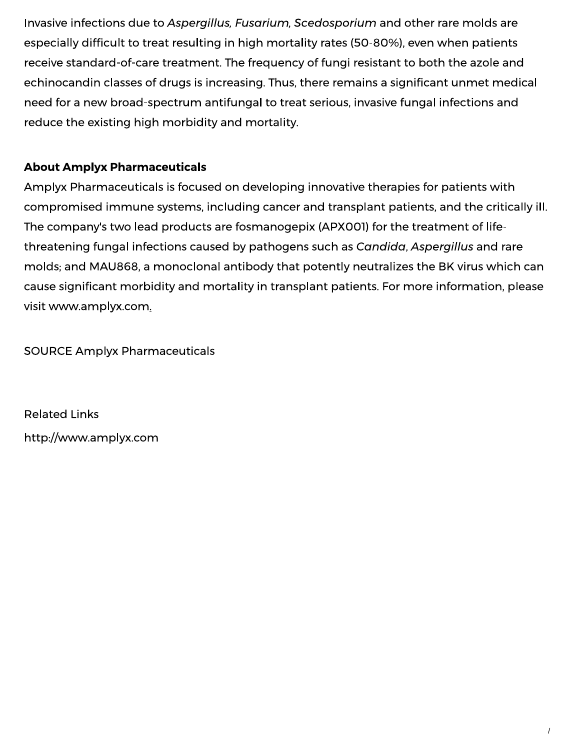Invasive infections due to *Aspergillus, Fusarium, Scedosporium* and other rare molds are especially difficult to treat resulting in high mortality rates (50-80%), even when patients receive standard-of-care treatment. The frequency of fungi resistant to both the azole and echinocandin classes of drugs is increasing. Thus, there remains a significant unmet medical need for a new broad-spectrum antifungal to treat serious, invasive fungal infections and reduce the existing high morbidity and mortality.

**About Amplyx Pharmaceuticals**

Amplyx Pharmaceuticals is focused on developing innovative therapies for patients with compromised immune systems, including cancer and transplant patients, and the critically ill. The company's two lead products are fosmanogepix (APX001) for the treatment of life-threatening fungal infections caused by pathogens such as *Candida*, *Aspergillus* and rare molds; and MAU868, a monoclonal antibody that potently neutralizes the BK virus which can cause significant morbidity and mortality in transplant patients. For more information, please visit www.amplyx.com.

SOURCE Amplyx Pharmaceuticals

Related Links

http://www.amplyx.com